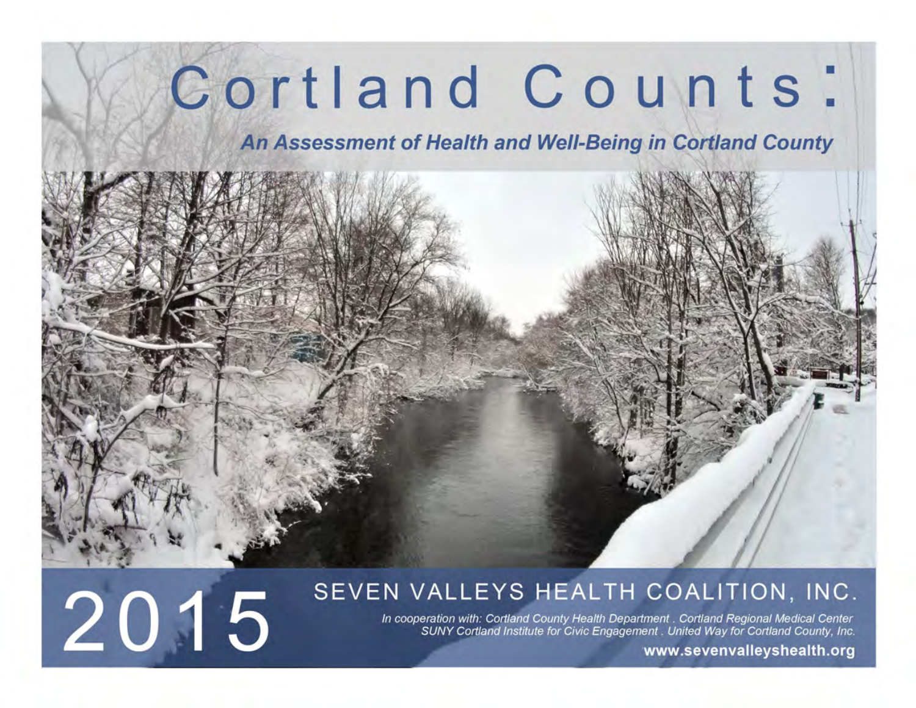# Cortland Counts:

***An Assessment of Health and Well-Being in Cortland County***

2015

SEVEN VALLEYS HEALTH COALITION, INC.

*In cooperation with: Cortland County Health Department . Cortland Regional Medical Center*
*SUNY Cortland Institute for Civic Engagement . United Way for Cortland County, Inc.*

**www.sevenvalleyshealth.org**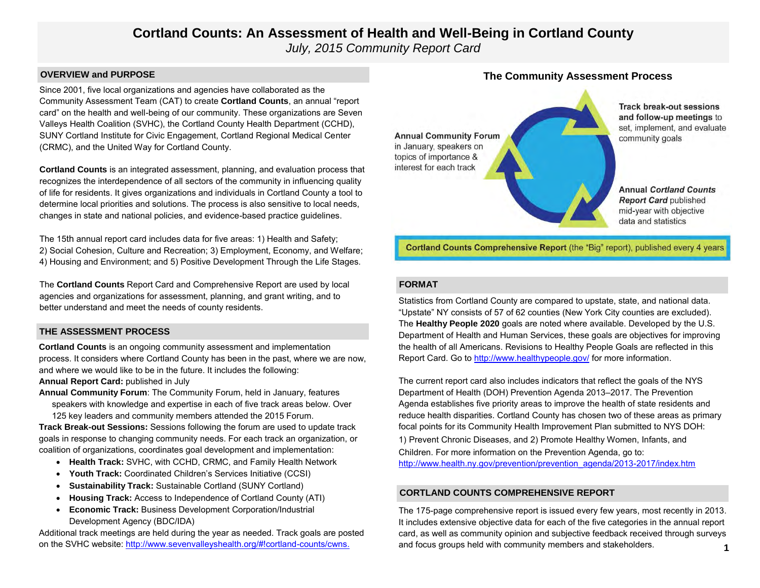# Cortland Counts: An Assessment of Health and Well-Being in Cortland County

*July, 2015 Community Report Card*

## OVERVIEW and PURPOSE

Since 2001, five local organizations and agencies have collaborated as the Community Assessment Team (CAT) to create **Cortland Counts**, an annual "report card" on the health and well-being of our community. These organizations are Seven Valleys Health Coalition (SVHC), the Cortland County Health Department (CCHD), SUNY Cortland Institute for Civic Engagement, Cortland Regional Medical Center (CRMC), and the United Way for Cortland County.

**Cortland Counts** is an integrated assessment, planning, and evaluation process that recognizes the interdependence of all sectors of the community in influencing quality of life for residents. It gives organizations and individuals in Cortland County a tool to determine local priorities and solutions. The process is also sensitive to local needs, changes in state and national policies, and evidence-based practice guidelines.

The 15th annual report card includes data for five areas: 1) Health and Safety; 2) Social Cohesion, Culture and Recreation; 3) Employment, Economy, and Welfare; 4) Housing and Environment; and 5) Positive Development Through the Life Stages.

The **Cortland Counts** Report Card and Comprehensive Report are used by local agencies and organizations for assessment, planning, and grant writing, and to better understand and meet the needs of county residents.

## THE ASSESSMENT PROCESS

**Cortland Counts** is an ongoing community assessment and implementation process. It considers where Cortland County has been in the past, where we are now, and where we would like to be in the future. It includes the following:

**Annual Report Card:** published in July

**Annual Community Forum**: The Community Forum, held in January, features speakers with knowledge and expertise in each of five track areas below. Over 125 key leaders and community members attended the 2015 Forum.

**Track Break-out Sessions:** Sessions following the forum are used to update track goals in response to changing community needs. For each track an organization, or coalition of organizations, coordinates goal development and implementation:

- **Health Track:** SVHC, with CCHD, CRMC, and Family Health Network
- **Youth Track:** Coordinated Children's Services Initiative (CCSI)
- **Sustainability Track:** Sustainable Cortland (SUNY Cortland)
- **Housing Track:** Access to Independence of Cortland County (ATI)
- **Economic Track:** Business Development Corporation/Industrial Development Agency (BDC/IDA)

Additional track meetings are held during the year as needed. Track goals are posted on the SVHC website: http://www.sevenvalleyshealth.org/#!cortland-counts/cwns.

## The Community Assessment Process

**Annual Community Forum** in January, speakers on topics of importance & interest for each track

**Track break-out sessions and follow-up meetings** to set, implement, and evaluate community goals

**Annual *Cortland Counts Report Card*** published mid-year with objective data and statistics

**Cortland Counts Comprehensive Report** (the "Big" report), published every 4 years

## FORMAT

Statistics from Cortland County are compared to upstate, state, and national data. "Upstate" NY consists of 57 of 62 counties (New York City counties are excluded). The **Healthy People 2020** goals are noted where available. Developed by the U.S. Department of Health and Human Services, these goals are objectives for improving the health of all Americans. Revisions to Healthy People Goals are reflected in this Report Card. Go to http://www.healthypeople.gov/ for more information.

The current report card also includes indicators that reflect the goals of the NYS Department of Health (DOH) Prevention Agenda 2013–2017. The Prevention Agenda establishes five priority areas to improve the health of state residents and reduce health disparities. Cortland County has chosen two of these areas as primary focal points for its Community Health Improvement Plan submitted to NYS DOH: 1) Prevent Chronic Diseases, and 2) Promote Healthy Women, Infants, and Children. For more information on the Prevention Agenda, go to: http://www.health.ny.gov/prevention/prevention_agenda/2013-2017/index.htm

## CORTLAND COUNTS COMPREHENSIVE REPORT

The 175-page comprehensive report is issued every few years, most recently in 2013. It includes extensive objective data for each of the five categories in the annual report card, as well as community opinion and subjective feedback received through surveys and focus groups held with community members and stakeholders.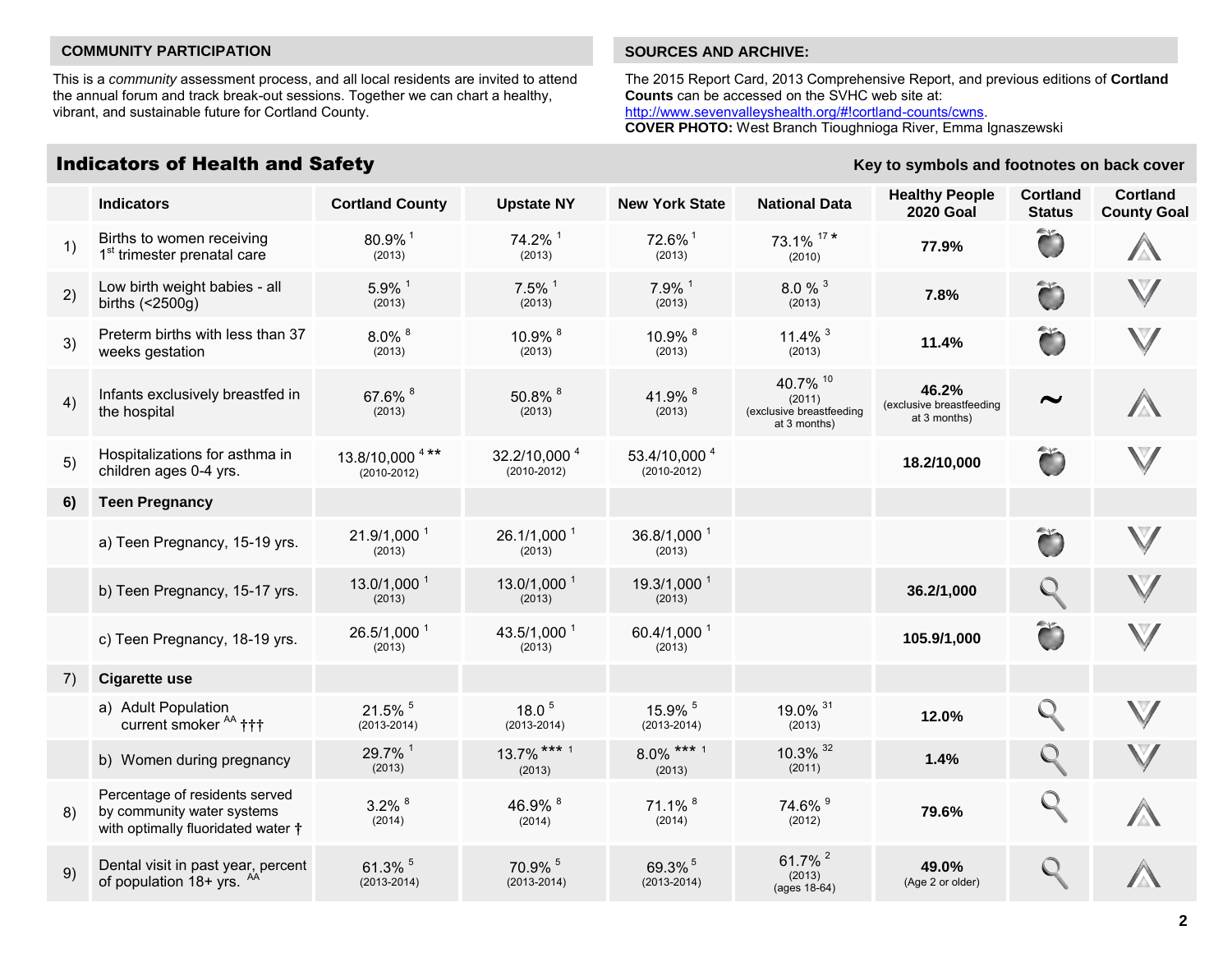## COMMUNITY PARTICIPATION

This is a *community* assessment process, and all local residents are invited to attend the annual forum and track break-out sessions. Together we can chart a healthy, vibrant, and sustainable future for Cortland County.

## SOURCES AND ARCHIVE:

The 2015 Report Card, 2013 Comprehensive Report, and previous editions of **Cortland Counts** can be accessed on the SVHC web site at: http://www.sevenvalleyshealth.org/#!cortland-counts/cwns.
**COVER PHOTO:** West Branch Tioughnioga River, Emma Ignaszewski

# Indicators of Health and Safety

**Key to symbols and footnotes on back cover**

| | Indicators | Cortland County | Upstate NY | New York State | National Data | Healthy People 2020 Goal | Cortland Status | Cortland County Goal |
|---|---|---|---|---|---|---|---|---|
| 1) | Births to women receiving 1st trimester prenatal care | 80.9% [1] (2013) | 74.2% [1] (2013) | 72.6% [1] (2013) | 73.1% [17] * (2010) | **77.9%** | 🍎 | ▲ |
| 2) | Low birth weight babies - all births (<2500g) | 5.9% [1] (2013) | 7.5% [1] (2013) | 7.9% [1] (2013) | 8.0 % [3] (2013) | **7.8%** | 🍎 | ▼ |
| 3) | Preterm births with less than 37 weeks gestation | 8.0% [8] (2013) | 10.9% [8] (2013) | 10.9% [8] (2013) | 11.4% [3] (2013) | **11.4%** | 🍎 | ▼ |
| 4) | Infants exclusively breastfed in the hospital | 67.6% [8] (2013) | 50.8% [8] (2013) | 41.9% [8] (2013) | 40.7% [10] (2011) (exclusive breastfeeding at 3 months) | **46.2%** (exclusive breastfeeding at 3 months) | ~ | ▲ |
| 5) | Hospitalizations for asthma in children ages 0-4 yrs. | 13.8/10,000 [4] ** (2010-2012) | 32.2/10,000 [4] (2010-2012) | 53.4/10,000 [4] (2010-2012) | | **18.2/10,000** | 🍎 | ▼ |
| **6)** | **Teen Pregnancy** | | | | | | | |
| | a) Teen Pregnancy, 15-19 yrs. | 21.9/1,000 [1] (2013) | 26.1/1,000 [1] (2013) | 36.8/1,000 [1] (2013) | | | 🍎 | ▼ |
| | b) Teen Pregnancy, 15-17 yrs. | 13.0/1,000 [1] (2013) | 13.0/1,000 [1] (2013) | 19.3/1,000 [1] (2013) | | **36.2/1,000** | 🔍 | ▼ |
| | c) Teen Pregnancy, 18-19 yrs. | 26.5/1,000 [1] (2013) | 43.5/1,000 [1] (2013) | 60.4/1,000 [1] (2013) | | **105.9/1,000** | 🍎 | ▼ |
| 7) | **Cigarette use** | | | | | | | |
| | a) Adult Population current smoker [AA] ††† | 21.5% [5] (2013-2014) | 18.0 [5] (2013-2014) | 15.9% [5] (2013-2014) | 19.0% [31] (2013) | **12.0%** | 🔍 | ▼ |
| | b) Women during pregnancy | 29.7% [1] (2013) | 13.7% *** [1] (2013) | 8.0% *** [1] (2013) | 10.3% [32] (2011) | **1.4%** | 🔍 | ▼ |
| 8) | Percentage of residents served by community water systems with optimally fluoridated water † | 3.2% [8] (2014) | 46.9% [8] (2014) | 71.1% [8] (2014) | 74.6% [9] (2012) | **79.6%** | 🔍 | ▲ |
| 9) | Dental visit in past year, percent of population 18+ yrs. [AA] | 61.3% [5] (2013-2014) | 70.9% [5] (2013-2014) | 69.3% [5] (2013-2014) | 61.7% [2] (2013) (ages 18-64) | **49.0%** (Age 2 or older) | 🔍 | ▲ |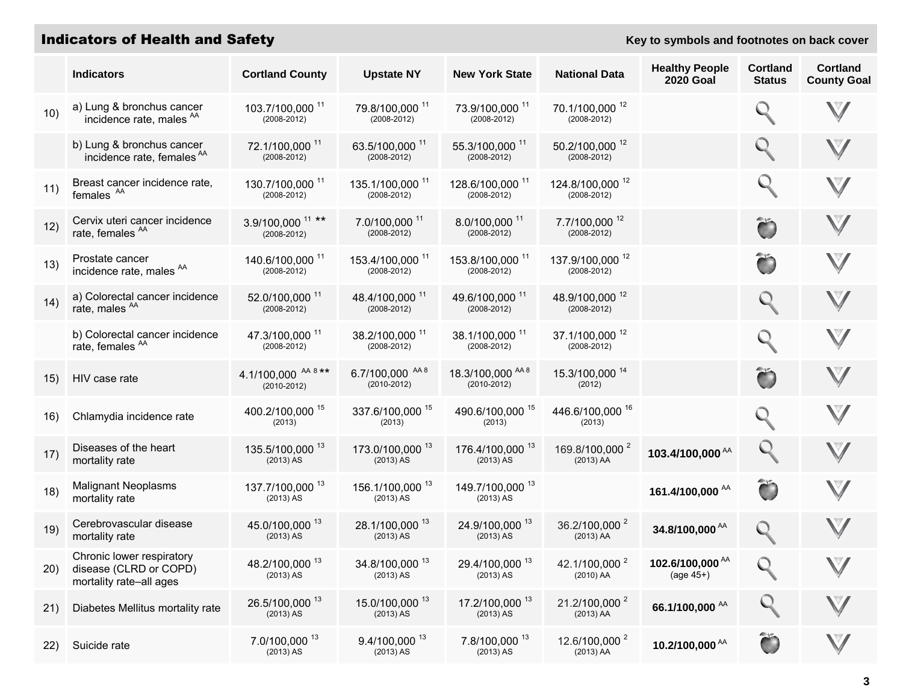## Indicators of Health and Safety

Key to symbols and footnotes on back cover

| | Indicators | Cortland County | Upstate NY | New York State | National Data | Healthy People 2020 Goal | Cortland Status | Cortland County Goal |
|---|---|---|---|---|---|---|---|---|
| 10) | a) Lung & bronchus cancer incidence rate, males [AA] | 103.7/100,000 [11] (2008-2012) | 79.8/100,000 [11] (2008-2012) | 73.9/100,000 [11] (2008-2012) | 70.1/100,000 [12] (2008-2012) | | | |
| | b) Lung & bronchus cancer incidence rate, females [AA] | 72.1/100,000 [11] (2008-2012) | 63.5/100,000 [11] (2008-2012) | 55.3/100,000 [11] (2008-2012) | 50.2/100,000 [12] (2008-2012) | | | |
| 11) | Breast cancer incidence rate, females [AA] | 130.7/100,000 [11] (2008-2012) | 135.1/100,000 [11] (2008-2012) | 128.6/100,000 [11] (2008-2012) | 124.8/100,000 [12] (2008-2012) | | | |
| 12) | Cervix uteri cancer incidence rate, females [AA] | 3.9/100,000 [11] ** (2008-2012) | 7.0/100,000 [11] (2008-2012) | 8.0/100,000 [11] (2008-2012) | 7.7/100,000 [12] (2008-2012) | | | |
| 13) | Prostate cancer incidence rate, males [AA] | 140.6/100,000 [11] (2008-2012) | 153.4/100,000 [11] (2008-2012) | 153.8/100,000 [11] (2008-2012) | 137.9/100,000 [12] (2008-2012) | | | |
| 14) | a) Colorectal cancer incidence rate, males [AA] | 52.0/100,000 [11] (2008-2012) | 48.4/100,000 [11] (2008-2012) | 49.6/100,000 [11] (2008-2012) | 48.9/100,000 [12] (2008-2012) | | | |
| | b) Colorectal cancer incidence rate, females [AA] | 47.3/100,000 [11] (2008-2012) | 38.2/100,000 [11] (2008-2012) | 38.1/100,000 [11] (2008-2012) | 37.1/100,000 [12] (2008-2012) | | | |
| 15) | HIV case rate | 4.1/100,000 [AA 8] ** (2010-2012) | 6.7/100,000 [AA 8] (2010-2012) | 18.3/100,000 [AA 8] (2010-2012) | 15.3/100,000 [14] (2012) | | | |
| 16) | Chlamydia incidence rate | 400.2/100,000 [15] (2013) | 337.6/100,000 [15] (2013) | 490.6/100,000 [15] (2013) | 446.6/100,000 [16] (2013) | | | |
| 17) | Diseases of the heart mortality rate | 135.5/100,000 [13] (2013) AS | 173.0/100,000 [13] (2013) AS | 176.4/100,000 [13] (2013) AS | 169.8/100,000 [2] (2013) AA | **103.4/100,000** [AA] | | |
| 18) | Malignant Neoplasms mortality rate | 137.7/100,000 [13] (2013) AS | 156.1/100,000 [13] (2013) AS | 149.7/100,000 [13] (2013) AS | | **161.4/100,000** [AA] | | |
| 19) | Cerebrovascular disease mortality rate | 45.0/100,000 [13] (2013) AS | 28.1/100,000 [13] (2013) AS | 24.9/100,000 [13] (2013) AS | 36.2/100,000 [2] (2013) AA | **34.8/100,000** [AA] | | |
| 20) | Chronic lower respiratory disease (CLRD or COPD) mortality rate–all ages | 48.2/100,000 [13] (2013) AS | 34.8/100,000 [13] (2013) AS | 29.4/100,000 [13] (2013) AS | 42.1/100,000 [2] (2010) AA | **102.6/100,000** [AA] (age 45+) | | |
| 21) | Diabetes Mellitus mortality rate | 26.5/100,000 [13] (2013) AS | 15.0/100,000 [13] (2013) AS | 17.2/100,000 [13] (2013) AS | 21.2/100,000 [2] (2013) AA | **66.1/100,000** [AA] | | |
| 22) | Suicide rate | 7.0/100,000 [13] (2013) AS | 9.4/100,000 [13] (2013) AS | 7.8/100,000 [13] (2013) AS | 12.6/100,000 [2] (2013) AA | **10.2/100,000** [AA] | | |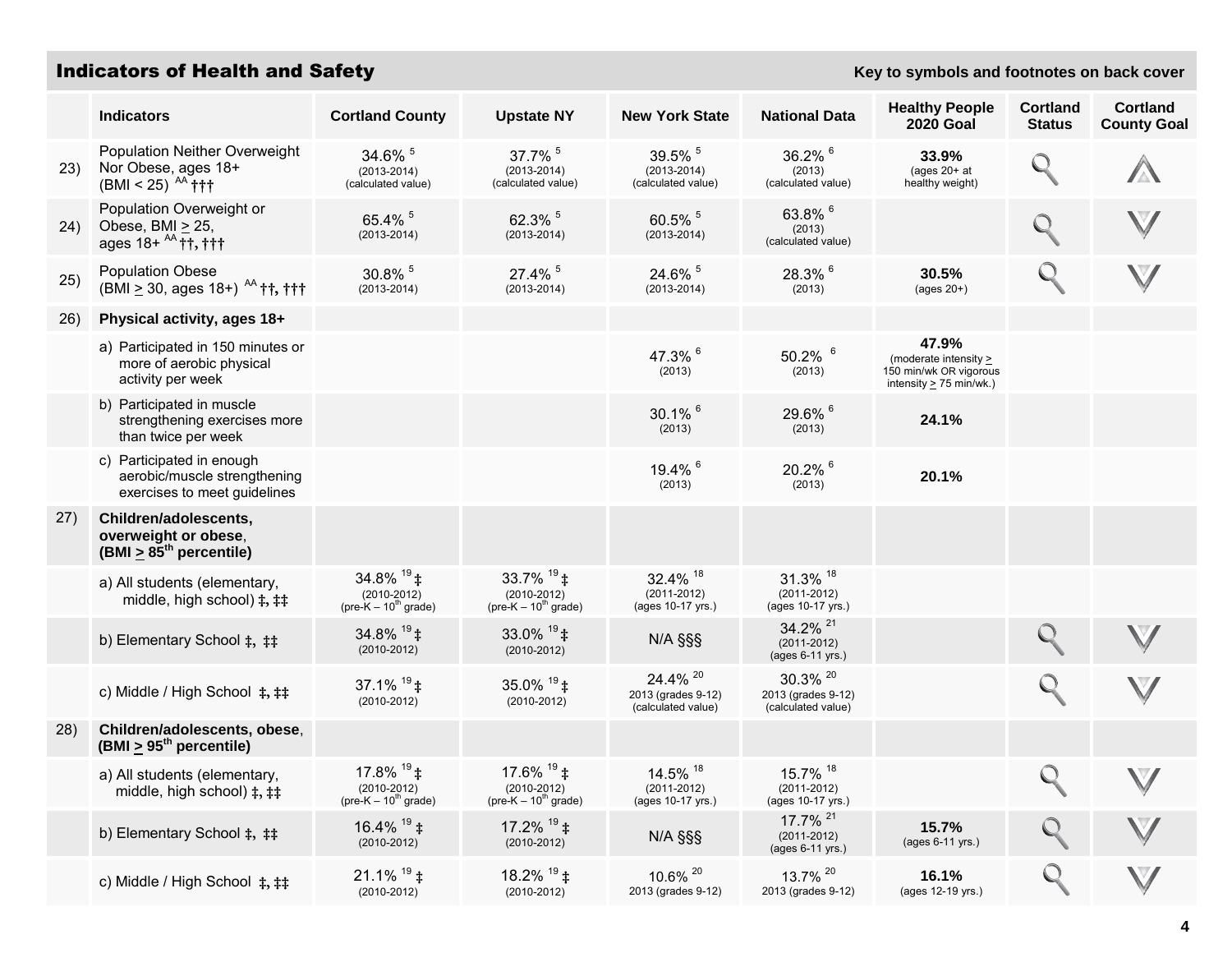## Indicators of Health and Safety

**Key to symbols and footnotes on back cover**

| | Indicators | Cortland County | Upstate NY | New York State | National Data | Healthy People 2020 Goal | Cortland Status | Cortland County Goal |
|---|---|---|---|---|---|---|---|---|
| 23) | Population Neither Overweight Nor Obese, ages 18+ (BMI < 25) [AA] ††† | 34.6% [5] (2013-2014) (calculated value) | 37.7% [5] (2013-2014) (calculated value) | 39.5% [5] (2013-2014) (calculated value) | 36.2% [6] (2013) (calculated value) | **33.9%** (ages 20+ at healthy weight) | 🔍 | △ |
| 24) | Population Overweight or Obese, BMI ≥ 25, ages 18+ [AA] ††, ††† | 65.4% [5] (2013-2014) | 62.3% [5] (2013-2014) | 60.5% [5] (2013-2014) | 63.8% [6] (2013) (calculated value) | | 🔍 | ▽ |
| 25) | Population Obese (BMI ≥ 30, ages 18+) [AA] ††, ††† | 30.8% [5] (2013-2014) | 27.4% [5] (2013-2014) | 24.6% [5] (2013-2014) | 28.3% [6] (2013) | **30.5%** (ages 20+) | 🔍 | ▽ |
| 26) | **Physical activity, ages 18+** | | | | | | | |
| | a) Participated in 150 minutes or more of aerobic physical activity per week | | | 47.3% [6] (2013) | 50.2% [6] (2013) | **47.9%** (moderate intensity ≥ 150 min/wk OR vigorous intensity ≥ 75 min/wk.) | | |
| | b) Participated in muscle strengthening exercises more than twice per week | | | 30.1% [6] (2013) | 29.6% [6] (2013) | **24.1%** | | |
| | c) Participated in enough aerobic/muscle strengthening exercises to meet guidelines | | | 19.4% [6] (2013) | 20.2% [6] (2013) | **20.1%** | | |
| 27) | **Children/adolescents, overweight or obese, (BMI ≥ 85th percentile)** | | | | | | | |
| | a) All students (elementary, middle, high school) ‡, ‡‡ | 34.8% [19] ‡ (2010-2012) (pre-K – 10th grade) | 33.7% [19] ‡ (2010-2012) (pre-K – 10th grade) | 32.4% [18] (2011-2012) (ages 10-17 yrs.) | 31.3% [18] (2011-2012) (ages 10-17 yrs.) | | | |
| | b) Elementary School ‡, ‡‡ | 34.8% [19] ‡ (2010-2012) | 33.0% [19] ‡ (2010-2012) | N/A §§§ | 34.2% [21] (2011-2012) (ages 6-11 yrs.) | | 🔍 | ▽ |
| | c) Middle / High School ‡, ‡‡ | 37.1% [19] ‡ (2010-2012) | 35.0% [19] ‡ (2010-2012) | 24.4% [20] 2013 (grades 9-12) (calculated value) | 30.3% [20] 2013 (grades 9-12) (calculated value) | | 🔍 | ▽ |
| 28) | **Children/adolescents, obese, (BMI ≥ 95th percentile)** | | | | | | | |
| | a) All students (elementary, middle, high school) ‡, ‡‡ | 17.8% [19] ‡ (2010-2012) (pre-K – 10th grade) | 17.6% [19] ‡ (2010-2012) (pre-K – 10th grade) | 14.5% [18] (2011-2012) (ages 10-17 yrs.) | 15.7% [18] (2011-2012) (ages 10-17 yrs.) | | 🔍 | ▽ |
| | b) Elementary School ‡, ‡‡ | 16.4% [19] ‡ (2010-2012) | 17.2% [19] ‡ (2010-2012) | N/A §§§ | 17.7% [21] (2011-2012) (ages 6-11 yrs.) | **15.7%** (ages 6-11 yrs.) | 🔍 | ▽ |
| | c) Middle / High School ‡, ‡‡ | 21.1% [19] ‡ (2010-2012) | 18.2% [19] ‡ (2010-2012) | 10.6% [20] 2013 (grades 9-12) | 13.7% [20] 2013 (grades 9-12) | **16.1%** (ages 12-19 yrs.) | 🔍 | ▽ |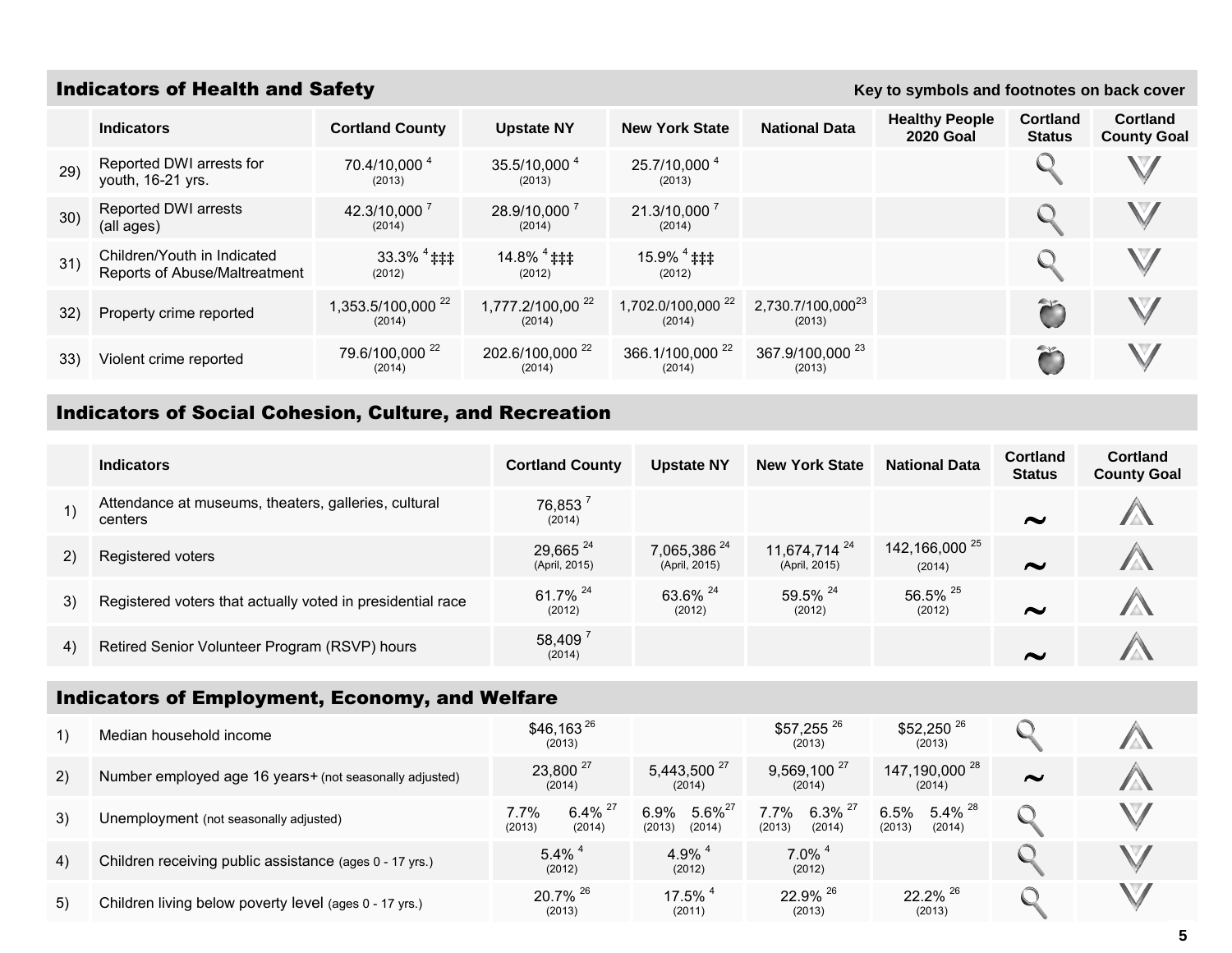## Indicators of Health and Safety

Key to symbols and footnotes on back cover

| | Indicators | Cortland County | Upstate NY | New York State | National Data | Healthy People 2020 Goal | Cortland Status | Cortland County Goal |
|---|---|---|---|---|---|---|---|---|
| 29) | Reported DWI arrests for youth, 16-21 yrs. | 70.4/10,000 [4] (2013) | 35.5/10,000 [4] (2013) | 25.7/10,000 [4] (2013) | | | | |
| 30) | Reported DWI arrests (all ages) | 42.3/10,000 [7] (2014) | 28.9/10,000 [7] (2014) | 21.3/10,000 [7] (2014) | | | | |
| 31) | Children/Youth in Indicated Reports of Abuse/Maltreatment | 33.3% [4] ‡‡‡ (2012) | 14.8% [4] ‡‡‡ (2012) | 15.9% [4] ‡‡‡ (2012) | | | | |
| 32) | Property crime reported | 1,353.5/100,000 [22] (2014) | 1,777.2/100,00 [22] (2014) | 1,702.0/100,000 [22] (2014) | 2,730.7/100,000[23] (2013) | | | |
| 33) | Violent crime reported | 79.6/100,000 [22] (2014) | 202.6/100,000 [22] (2014) | 366.1/100,000 [22] (2014) | 367.9/100,000 [23] (2013) | | | |

## Indicators of Social Cohesion, Culture, and Recreation

| | Indicators | Cortland County | Upstate NY | New York State | National Data | Cortland Status | Cortland County Goal |
|---|---|---|---|---|---|---|---|
| 1) | Attendance at museums, theaters, galleries, cultural centers | 76,853 [7] (2014) | | | | ~ | |
| 2) | Registered voters | 29,665 [24] (April, 2015) | 7,065,386 [24] (April, 2015) | 11,674,714 [24] (April, 2015) | 142,166,000 [25] (2014) | ~ | |
| 3) | Registered voters that actually voted in presidential race | 61.7% [24] (2012) | 63.6% [24] (2012) | 59.5% [24] (2012) | 56.5% [25] (2012) | ~ | |
| 4) | Retired Senior Volunteer Program (RSVP) hours | 58,409 [7] (2014) | | | | ~ | |

## Indicators of Employment, Economy, and Welfare

| | Indicators | Cortland County | Upstate NY | New York State | National Data | Cortland Status | Cortland County Goal |
|---|---|---|---|---|---|---|---|
| 1) | Median household income | $46,163 [26] (2013) | | $57,255 [26] (2013) | $52,250 [26] (2013) | | |
| 2) | Number employed age 16 years+ (not seasonally adjusted) | 23,800 [27] (2014) | 5,443,500 [27] (2014) | 9,569,100 [27] (2014) | 147,190,000 [28] (2014) | ~ | |
| 3) | Unemployment (not seasonally adjusted) | 7.7% (2013) 6.4% [27] (2014) | 6.9% (2013) 5.6%[27] (2014) | 7.7% (2013) 6.3% [27] (2014) | 6.5% (2013) 5.4% [28] (2014) | | |
| 4) | Children receiving public assistance (ages 0 - 17 yrs.) | 5.4% [4] (2012) | 4.9% [4] (2012) | 7.0% [4] (2012) | | | |
| 5) | Children living below poverty level (ages 0 - 17 yrs.) | 20.7% [26] (2013) | 17.5% [4] (2011) | 22.9% [26] (2013) | 22.2% [26] (2013) | | |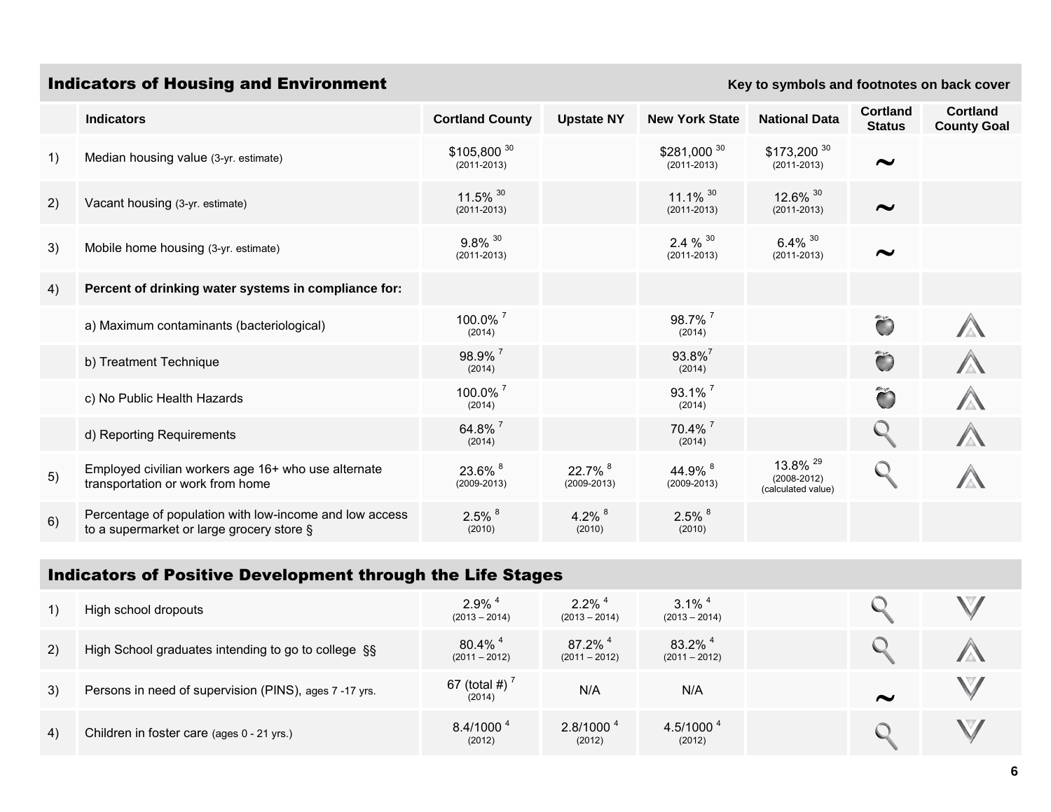## Indicators of Housing and Environment

Key to symbols and footnotes on back cover

| | Indicators | Cortland County | Upstate NY | New York State | National Data | Cortland Status | Cortland County Goal |
|---|---|---|---|---|---|---|---|
| 1) | Median housing value (3-yr. estimate) | $105,800 [30] (2011-2013) | | $281,000 [30] (2011-2013) | $173,200 [30] (2011-2013) | ~ | |
| 2) | Vacant housing (3-yr. estimate) | 11.5% [30] (2011-2013) | | 11.1% [30] (2011-2013) | 12.6% [30] (2011-2013) | ~ | |
| 3) | Mobile home housing (3-yr. estimate) | 9.8% [30] (2011-2013) | | 2.4 % [30] (2011-2013) | 6.4% [30] (2011-2013) | ~ | |
| 4) | **Percent of drinking water systems in compliance for:** | | | | | | |
| | a) Maximum contaminants (bacteriological) | 100.0% [7] (2014) | | 98.7% [7] (2014) | | | |
| | b) Treatment Technique | 98.9% [7] (2014) | | 93.8% [7] (2014) | | | |
| | c) No Public Health Hazards | 100.0% [7] (2014) | | 93.1% [7] (2014) | | | |
| | d) Reporting Requirements | 64.8% [7] (2014) | | 70.4% [7] (2014) | | | |
| 5) | Employed civilian workers age 16+ who use alternate transportation or work from home | 23.6% [8] (2009-2013) | 22.7% [8] (2009-2013) | 44.9% [8] (2009-2013) | 13.8% [29] (2008-2012) (calculated value) | | |
| 6) | Percentage of population with low-income and low access to a supermarket or large grocery store § | 2.5% [8] (2010) | 4.2% [8] (2010) | 2.5% [8] (2010) | | | |

## Indicators of Positive Development through the Life Stages

| | Indicators | Cortland County | Upstate NY | New York State | National Data | Cortland Status | Cortland County Goal |
|---|---|---|---|---|---|---|---|
| 1) | High school dropouts | 2.9% [4] (2013 – 2014) | 2.2% [4] (2013 – 2014) | 3.1% [4] (2013 – 2014) | | | |
| 2) | High School graduates intending to go to college §§ | 80.4% [4] (2011 – 2012) | 87.2% [4] (2011 – 2012) | 83.2% [4] (2011 – 2012) | | | |
| 3) | Persons in need of supervision (PINS), ages 7 -17 yrs. | 67 (total #) [7] (2014) | N/A | N/A | | ~ | |
| 4) | Children in foster care (ages 0 - 21 yrs.) | 8.4/1000 [4] (2012) | 2.8/1000 [4] (2012) | 4.5/1000 [4] (2012) | | | |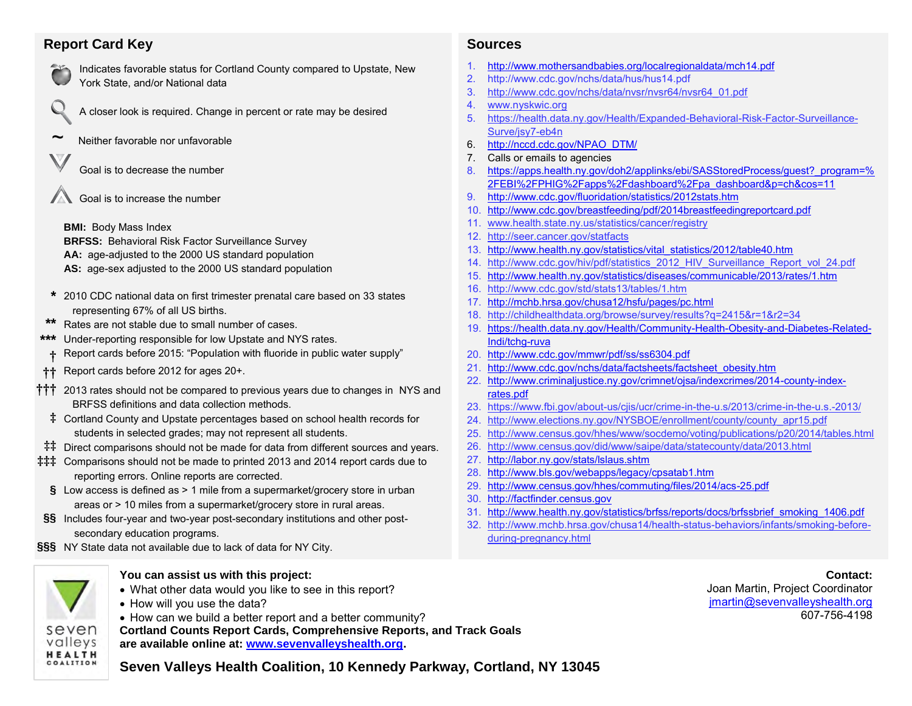## Report Card Key

Indicates favorable status for Cortland County compared to Upstate, New York State, and/or National data

A closer look is required. Change in percent or rate may be desired

~ Neither favorable nor unfavorable

Goal is to decrease the number

Goal is to increase the number

**BMI:** Body Mass Index
**BRFSS:** Behavioral Risk Factor Surveillance Survey
**AA:** age-adjusted to the 2000 US standard population
**AS:** age-sex adjusted to the 2000 US standard population

* 2010 CDC national data on first trimester prenatal care based on 33 states representing 67% of all US births.
** Rates are not stable due to small number of cases.
*** Under-reporting responsible for low Upstate and NYS rates.
† Report cards before 2015: "Population with fluoride in public water supply"
†† Report cards before 2012 for ages 20+.
††† 2013 rates should not be compared to previous years due to changes in NYS and BRFSS definitions and data collection methods.
‡ Cortland County and Upstate percentages based on school health records for students in selected grades; may not represent all students.
‡‡ Direct comparisons should not be made for data from different sources and years.
‡‡‡ Comparisons should not be made to printed 2013 and 2014 report cards due to reporting errors. Online reports are corrected.
§ Low access is defined as > 1 mile from a supermarket/grocery store in urban areas or > 10 miles from a supermarket/grocery store in rural areas.
§§ Includes four-year and two-year post-secondary institutions and other post-secondary education programs.
§§§ NY State data not available due to lack of data for NY City.

## Sources

1. http://www.mothersandbabies.org/localregionaldata/mch14.pdf
2. http://www.cdc.gov/nchs/data/hus/hus14.pdf
3. http://www.cdc.gov/nchs/data/nvsr/nvsr64/nvsr64_01.pdf
4. www.nyskwic.org
5. https://health.data.ny.gov/Health/Expanded-Behavioral-Risk-Factor-Surveillance-Surve/jsy7-eb4n
6. http://nccd.cdc.gov/NPAO_DTM/
7. Calls or emails to agencies
8. https://apps.health.ny.gov/doh2/applinks/ebi/SASStoredProcess/guest?_program=%2FEBI%2FPHIG%2Fapps%2Fdashboard%2Fpa_dashboard&p=ch&cos=11
9. http://www.cdc.gov/fluoridation/statistics/2012stats.htm
10. http://www.cdc.gov/breastfeeding/pdf/2014breastfeedingreportcard.pdf
11. www.health.state.ny.us/statistics/cancer/registry
12. http://seer.cancer.gov/statfacts
13. http://www.health.ny.gov/statistics/vital_statistics/2012/table40.htm
14. http://www.cdc.gov/hiv/pdf/statistics_2012_HIV_Surveillance_Report_vol_24.pdf
15. http://www.health.ny.gov/statistics/diseases/communicable/2013/rates/1.htm
16. http://www.cdc.gov/std/stats13/tables/1.htm
17. http://mchb.hrsa.gov/chusa12/hsfu/pages/pc.html
18. http://childhealthdata.org/browse/survey/results?q=2415&r=1&r2=34
19. https://health.data.ny.gov/Health/Community-Health-Obesity-and-Diabetes-Related-Indi/tchg-ruva
20. http://www.cdc.gov/mmwr/pdf/ss/ss6304.pdf
21. http://www.cdc.gov/nchs/data/factsheets/factsheet_obesity.htm
22. http://www.criminaljustice.ny.gov/crimnet/ojsa/indexcrimes/2014-county-index-rates.pdf
23. https://www.fbi.gov/about-us/cjis/ucr/crime-in-the-u.s/2013/crime-in-the-u.s.-2013/
24. http://www.elections.ny.gov/NYSBOE/enrollment/county/county_apr15.pdf
25. http://www.census.gov/hhes/www/socdemo/voting/publications/p20/2014/tables.html
26. http://www.census.gov/did/www/saipe/data/statecounty/data/2013.html
27. http://labor.ny.gov/stats/lslaus.shtm
28. http://www.bls.gov/webapps/legacy/cpsatab1.htm
29. http://www.census.gov/hhes/commuting/files/2014/acs-25.pdf
30. http://factfinder.census.gov
31. http://www.health.ny.gov/statistics/brfss/reports/docs/brfssbrief_smoking_1406.pdf
32. http://www.mchb.hrsa.gov/chusa14/health-status-behaviors/infants/smoking-before-during-pregnancy.html

seven valleys HEALTH COALITION

**You can assist us with this project:**

- What other data would you like to see in this report?
- How will you use the data?
- How can we build a better report and a better community?

**Cortland Counts Report Cards, Comprehensive Reports, and Track Goals are available online at: www.sevenvalleyshealth.org.**

**Contact:**
Joan Martin, Project Coordinator
jmartin@sevenvalleyshealth.org
607-756-4198

**Seven Valleys Health Coalition, 10 Kennedy Parkway, Cortland, NY 13045**